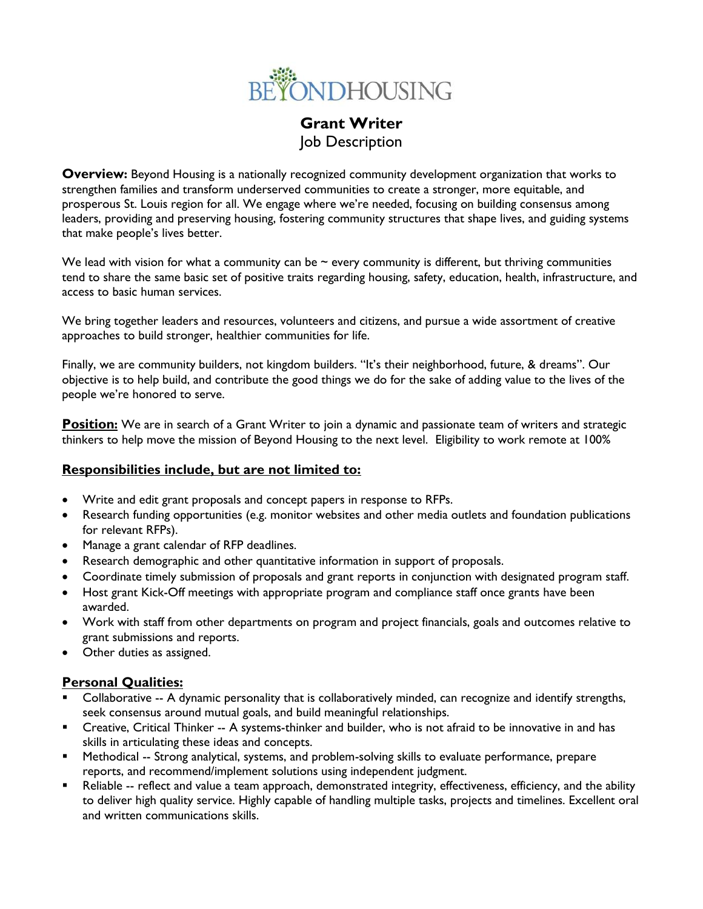# BEYONDHOUSING

## Grant Writer
Job Description

**Overview:** Beyond Housing is a nationally recognized community development organization that works to strengthen families and transform underserved communities to create a stronger, more equitable, and prosperous St. Louis region for all. We engage where we're needed, focusing on building consensus among leaders, providing and preserving housing, fostering community structures that shape lives, and guiding systems that make people's lives better.

We lead with vision for what a community can be ~ every community is different, but thriving communities tend to share the same basic set of positive traits regarding housing, safety, education, health, infrastructure, and access to basic human services.

We bring together leaders and resources, volunteers and citizens, and pursue a wide assortment of creative approaches to build stronger, healthier communities for life.

Finally, we are community builders, not kingdom builders. "It's their neighborhood, future, & dreams". Our objective is to help build, and contribute the good things we do for the sake of adding value to the lives of the people we're honored to serve.

**Position:** We are in search of a Grant Writer to join a dynamic and passionate team of writers and strategic thinkers to help move the mission of Beyond Housing to the next level. Eligibility to work remote at 100%

**Responsibilities include, but are not limited to:**

- Write and edit grant proposals and concept papers in response to RFPs.
- Research funding opportunities (e.g. monitor websites and other media outlets and foundation publications for relevant RFPs).
- Manage a grant calendar of RFP deadlines.
- Research demographic and other quantitative information in support of proposals.
- Coordinate timely submission of proposals and grant reports in conjunction with designated program staff.
- Host grant Kick-Off meetings with appropriate program and compliance staff once grants have been awarded.
- Work with staff from other departments on program and project financials, goals and outcomes relative to grant submissions and reports.
- Other duties as assigned.

**Personal Qualities:**

- Collaborative -- A dynamic personality that is collaboratively minded, can recognize and identify strengths, seek consensus around mutual goals, and build meaningful relationships.
- Creative, Critical Thinker -- A systems-thinker and builder, who is not afraid to be innovative in and has skills in articulating these ideas and concepts.
- Methodical -- Strong analytical, systems, and problem-solving skills to evaluate performance, prepare reports, and recommend/implement solutions using independent judgment.
- Reliable -- reflect and value a team approach, demonstrated integrity, effectiveness, efficiency, and the ability to deliver high quality service. Highly capable of handling multiple tasks, projects and timelines. Excellent oral and written communications skills.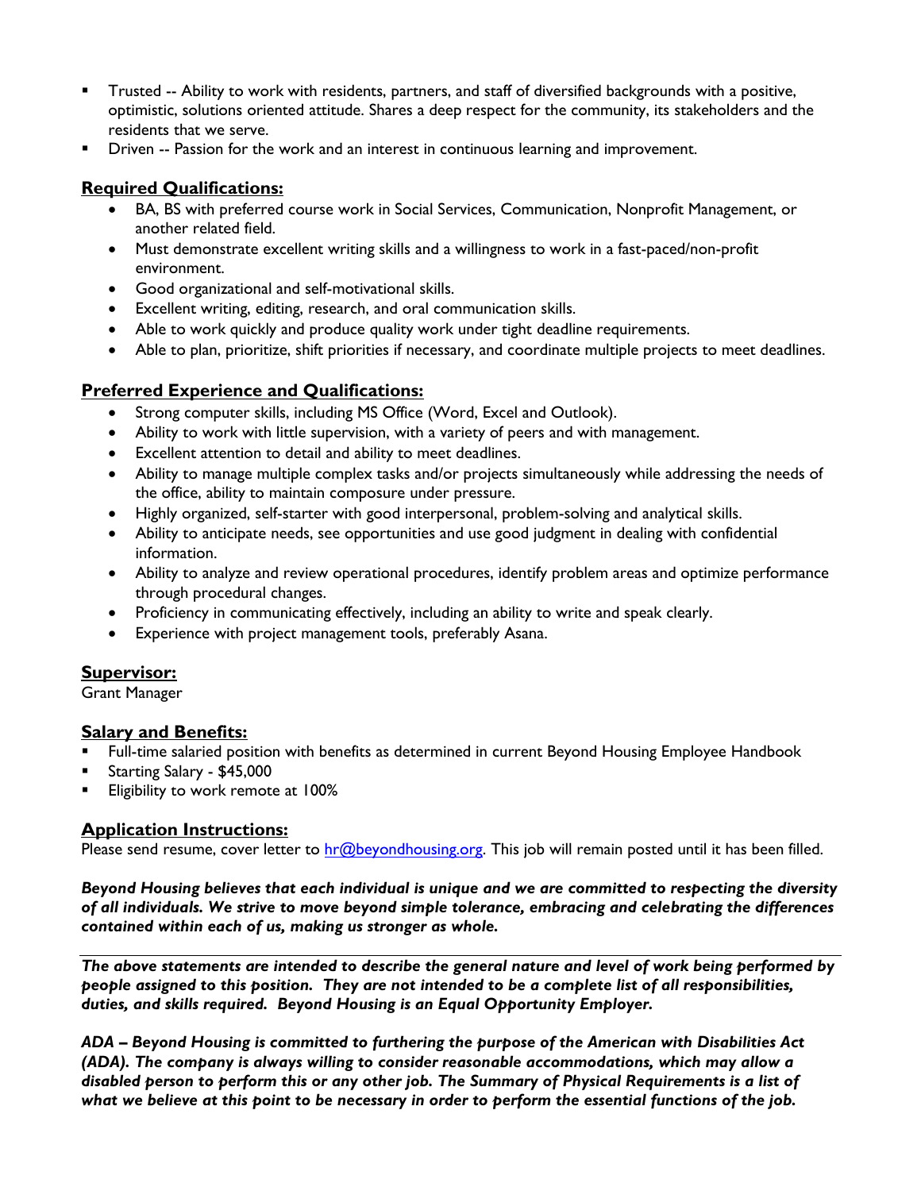- Trusted -- Ability to work with residents, partners, and staff of diversified backgrounds with a positive, optimistic, solutions oriented attitude. Shares a deep respect for the community, its stakeholders and the residents that we serve.
- Driven -- Passion for the work and an interest in continuous learning and improvement.

## Required Qualifications:

- BA, BS with preferred course work in Social Services, Communication, Nonprofit Management, or another related field.
- Must demonstrate excellent writing skills and a willingness to work in a fast-paced/non-profit environment.
- Good organizational and self-motivational skills.
- Excellent writing, editing, research, and oral communication skills.
- Able to work quickly and produce quality work under tight deadline requirements.
- Able to plan, prioritize, shift priorities if necessary, and coordinate multiple projects to meet deadlines.

## Preferred Experience and Qualifications:

- Strong computer skills, including MS Office (Word, Excel and Outlook).
- Ability to work with little supervision, with a variety of peers and with management.
- Excellent attention to detail and ability to meet deadlines.
- Ability to manage multiple complex tasks and/or projects simultaneously while addressing the needs of the office, ability to maintain composure under pressure.
- Highly organized, self-starter with good interpersonal, problem-solving and analytical skills.
- Ability to anticipate needs, see opportunities and use good judgment in dealing with confidential information.
- Ability to analyze and review operational procedures, identify problem areas and optimize performance through procedural changes.
- Proficiency in communicating effectively, including an ability to write and speak clearly.
- Experience with project management tools, preferably Asana.

## Supervisor:

Grant Manager

## Salary and Benefits:

- Full-time salaried position with benefits as determined in current Beyond Housing Employee Handbook
- Starting Salary - $45,000
- Eligibility to work remote at 100%

## Application Instructions:

Please send resume, cover letter to hr@beyondhousing.org. This job will remain posted until it has been filled.

***Beyond Housing believes that each individual is unique and we are committed to respecting the diversity of all individuals. We strive to move beyond simple tolerance, embracing and celebrating the differences contained within each of us, making us stronger as whole.***

---

***The above statements are intended to describe the general nature and level of work being performed by people assigned to this position. They are not intended to be a complete list of all responsibilities, duties, and skills required. Beyond Housing is an Equal Opportunity Employer.***

***ADA – Beyond Housing is committed to furthering the purpose of the American with Disabilities Act (ADA). The company is always willing to consider reasonable accommodations, which may allow a disabled person to perform this or any other job. The Summary of Physical Requirements is a list of what we believe at this point to be necessary in order to perform the essential functions of the job.***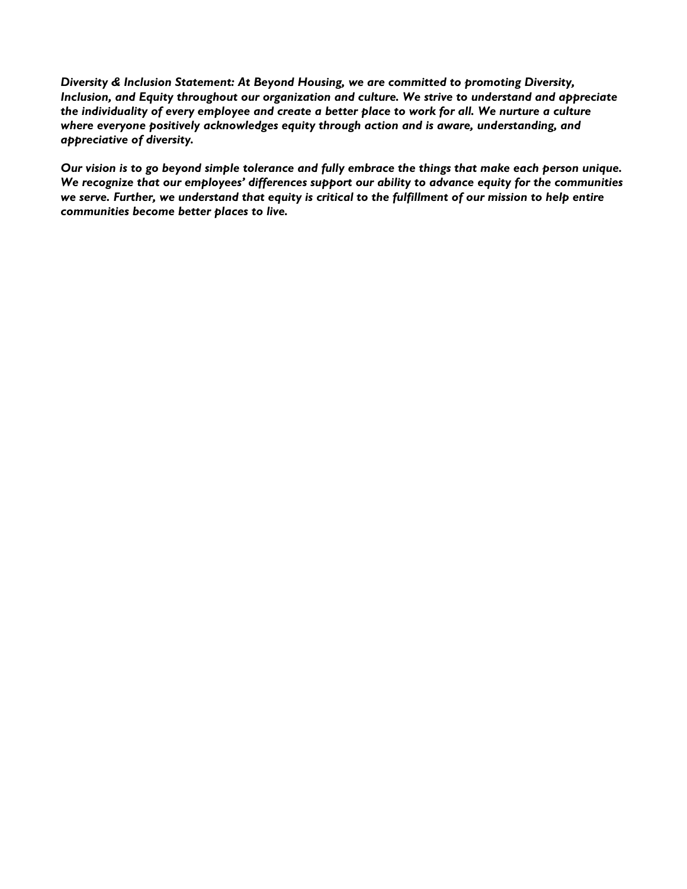***Diversity & Inclusion Statement: At Beyond Housing, we are committed to promoting Diversity, Inclusion, and Equity throughout our organization and culture. We strive to understand and appreciate the individuality of every employee and create a better place to work for all. We nurture a culture where everyone positively acknowledges equity through action and is aware, understanding, and appreciative of diversity.***

***Our vision is to go beyond simple tolerance and fully embrace the things that make each person unique. We recognize that our employees' differences support our ability to advance equity for the communities we serve. Further, we understand that equity is critical to the fulfillment of our mission to help entire communities become better places to live.***